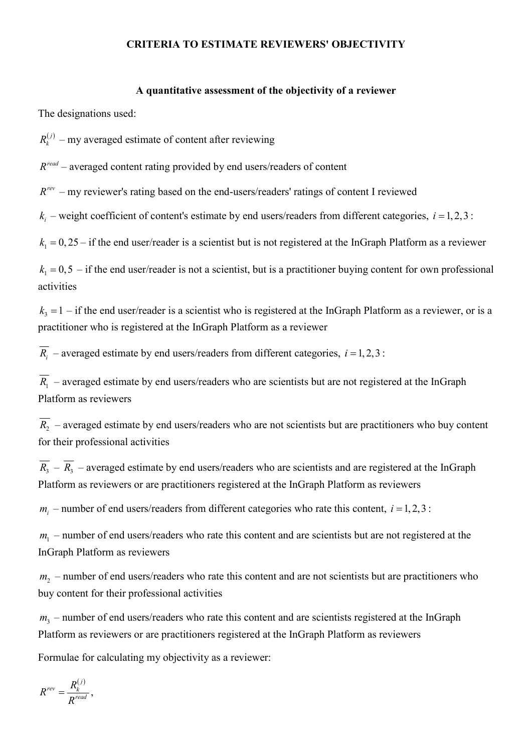**CRITERIA TO ESTIMATE REVIEWERS' OBJECTIVITY**

**A quantitative assessment of the objectivity of a reviewer**

The designations used:

$R_k^{(j)}$ – my averaged estimate of content after reviewing

$R^{read}$ – averaged content rating provided by end users/readers of content

$R^{rev}$ – my reviewer's rating based on the end-users/readers' ratings of content I reviewed

$k_i$ – weight coefficient of content's estimate by end users/readers from different categories, $i = 1, 2, 3$:

$k_1 = 0,25$ – if the end user/reader is a scientist but is not registered at the InGraph Platform as a reviewer

$k_1 = 0,5$ – if the end user/reader is not a scientist, but is a practitioner buying content for own professional activities

$k_3 = 1$ – if the end user/reader is a scientist who is registered at the InGraph Platform as a reviewer, or is a practitioner who is registered at the InGraph Platform as a reviewer

$\overline{R_i}$ – averaged estimate by end users/readers from different categories, $i = 1, 2, 3$:

$\overline{R_1}$ – averaged estimate by end users/readers who are scientists but are not registered at the InGraph Platform as reviewers

$\overline{R_2}$ – averaged estimate by end users/readers who are not scientists but are practitioners who buy content for their professional activities

$\overline{R_3}$ – $\overline{R_3}$ – averaged estimate by end users/readers who are scientists and are registered at the InGraph Platform as reviewers or are practitioners registered at the InGraph Platform as reviewers

$m_i$ – number of end users/readers from different categories who rate this content, $i = 1, 2, 3$:

$m_1$ – number of end users/readers who rate this content and are scientists but are not registered at the InGraph Platform as reviewers

$m_2$ – number of end users/readers who rate this content and are not scientists but are practitioners who buy content for their professional activities

$m_3$ – number of end users/readers who rate this content and are scientists registered at the InGraph Platform as reviewers or are practitioners registered at the InGraph Platform as reviewers

Formulae for calculating my objectivity as a reviewer:

$$R^{rev} = \frac{R_k^{(j)}}{R^{read}},$$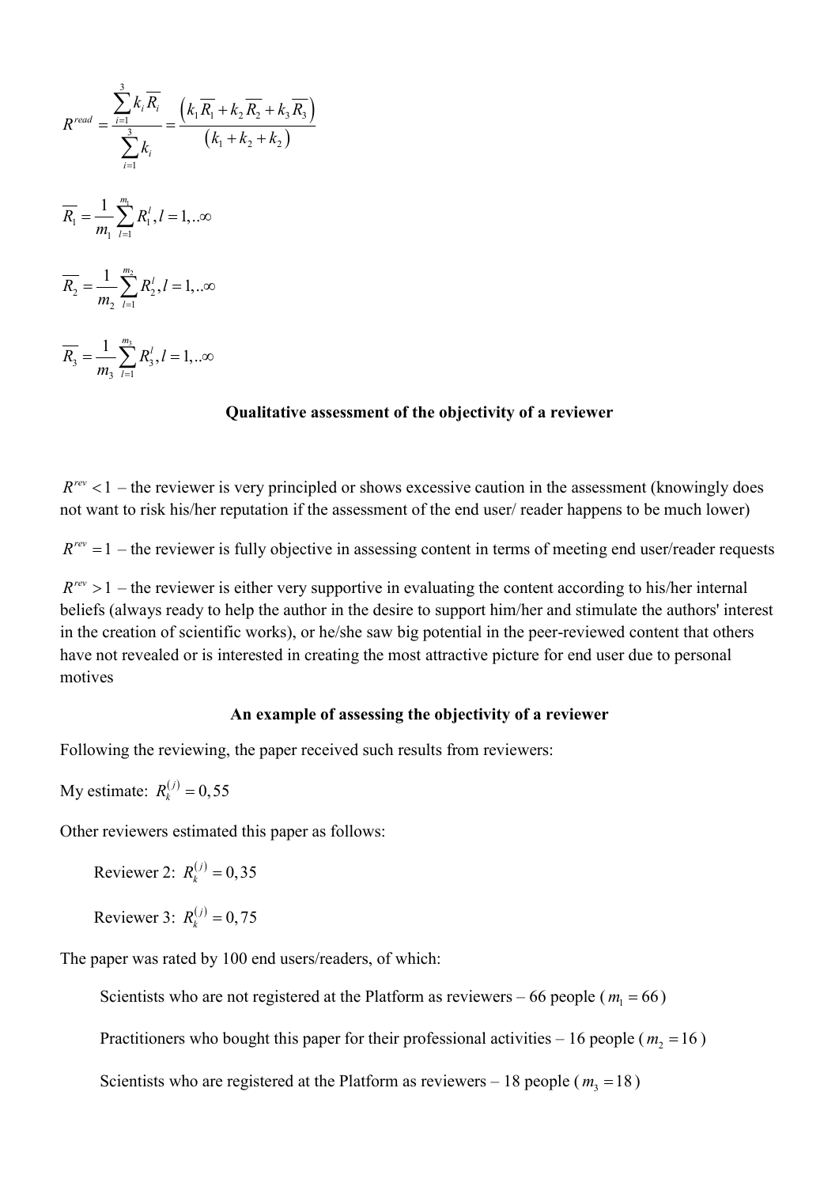$$R^{read} = \frac{\sum_{i=1}^{3} k_i \overline{R_i}}{\sum_{i=1}^{3} k_i} = \frac{\left(k_1 \overline{R_1} + k_2 \overline{R_2} + k_3 \overline{R_3}\right)}{\left(k_1 + k_2 + k_2\right)}$$

$$\overline{R_1} = \frac{1}{m_1} \sum_{l=1}^{m_1} R_1^l, l = 1,..\infty$$

$$\overline{R_2} = \frac{1}{m_2} \sum_{l=1}^{m_2} R_2^l, l = 1,..\infty$$

$$\overline{R_3} = \frac{1}{m_3} \sum_{l=1}^{m_3} R_3^l, l = 1,..\infty$$

**Qualitative assessment of the objectivity of a reviewer**

$R^{rev} < 1$ – the reviewer is very principled or shows excessive caution in the assessment (knowingly does not want to risk his/her reputation if the assessment of the end user/ reader happens to be much lower)

$R^{rev} = 1$ – the reviewer is fully objective in assessing content in terms of meeting end user/reader requests

$R^{rev} > 1$ – the reviewer is either very supportive in evaluating the content according to his/her internal beliefs (always ready to help the author in the desire to support him/her and stimulate the authors' interest in the creation of scientific works), or he/she saw big potential in the peer-reviewed content that others have not revealed or is interested in creating the most attractive picture for end user due to personal motives

**An example of assessing the objectivity of a reviewer**

Following the reviewing, the paper received such results from reviewers:

My estimate: $R_k^{(j)} = 0,55$

Other reviewers estimated this paper as follows:

Reviewer 2: $R_k^{(j)} = 0,35$

Reviewer 3: $R_k^{(j)} = 0,75$

The paper was rated by 100 end users/readers, of which:

Scientists who are not registered at the Platform as reviewers – 66 people ($m_1 = 66$)

Practitioners who bought this paper for their professional activities – 16 people ($m_2 = 16$)

Scientists who are registered at the Platform as reviewers – 18 people ($m_3 = 18$)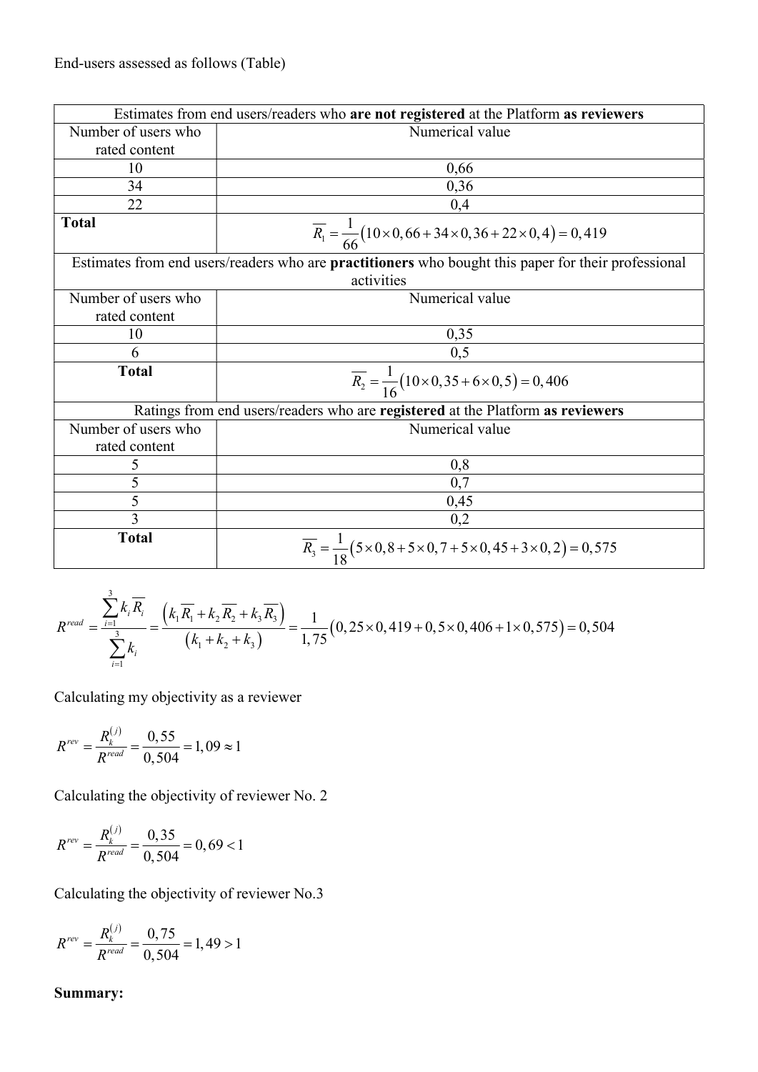End-users assessed as follows (Table)

| Estimates from end users/readers who **are not registered** at the Platform **as reviewers** | |
|---|---|
| Number of users who rated content | Numerical value |
| 10 | 0,66 |
| 34 | 0,36 |
| 22 | 0,4 |
| **Total** | $\overline{R_1} = \frac{1}{66}(10 \times 0,66 + 34 \times 0,36 + 22 \times 0,4) = 0,419$ |
| Estimates from end users/readers who are **practitioners** who bought this paper for their professional activities | |
| Number of users who rated content | Numerical value |
| 10 | 0,35 |
| 6 | 0,5 |
| **Total** | $\overline{R_2} = \frac{1}{16}(10 \times 0,35 + 6 \times 0,5) = 0,406$ |
| Ratings from end users/readers who are **registered** at the Platform **as reviewers** | |
| Number of users who rated content | Numerical value |
| 5 | 0,8 |
| 5 | 0,7 |
| 5 | 0,45 |
| 3 | 0,2 |
| **Total** | $\overline{R_3} = \frac{1}{18}(5 \times 0,8 + 5 \times 0,7 + 5 \times 0,45 + 3 \times 0,2) = 0,575$ |

$$R^{read} = \frac{\sum_{i=1}^{3} k_i \overline{R_i}}{\sum_{i=1}^{3} k_i} = \frac{\left(k_1 \overline{R_1} + k_2 \overline{R_2} + k_3 \overline{R_3}\right)}{\left(k_1 + k_2 + k_3\right)} = \frac{1}{1,75}(0,25 \times 0,419 + 0,5 \times 0,406 + 1 \times 0,575) = 0,504$$

Calculating my objectivity as a reviewer

$$R^{rev} = \frac{R_k^{(j)}}{R^{read}} = \frac{0,55}{0,504} = 1,09 \approx 1$$

Calculating the objectivity of reviewer No. 2

$$R^{rev} = \frac{R_k^{(j)}}{R^{read}} = \frac{0,35}{0,504} = 0,69 < 1$$

Calculating the objectivity of reviewer No.3

$$R^{rev} = \frac{R_k^{(j)}}{R^{read}} = \frac{0,75}{0,504} = 1,49 > 1$$

**Summary:**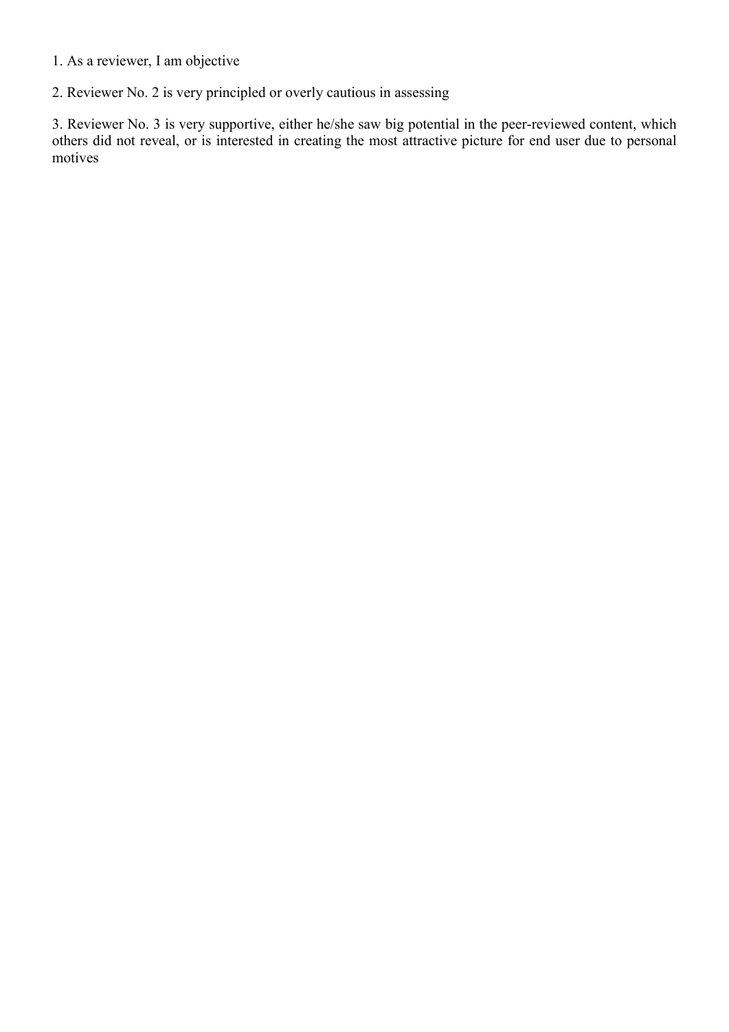1. As a reviewer, I am objective

2. Reviewer No. 2 is very principled or overly cautious in assessing

3. Reviewer No. 3 is very supportive, either he/she saw big potential in the peer-reviewed content, which others did not reveal, or is interested in creating the most attractive picture for end user due to personal motives